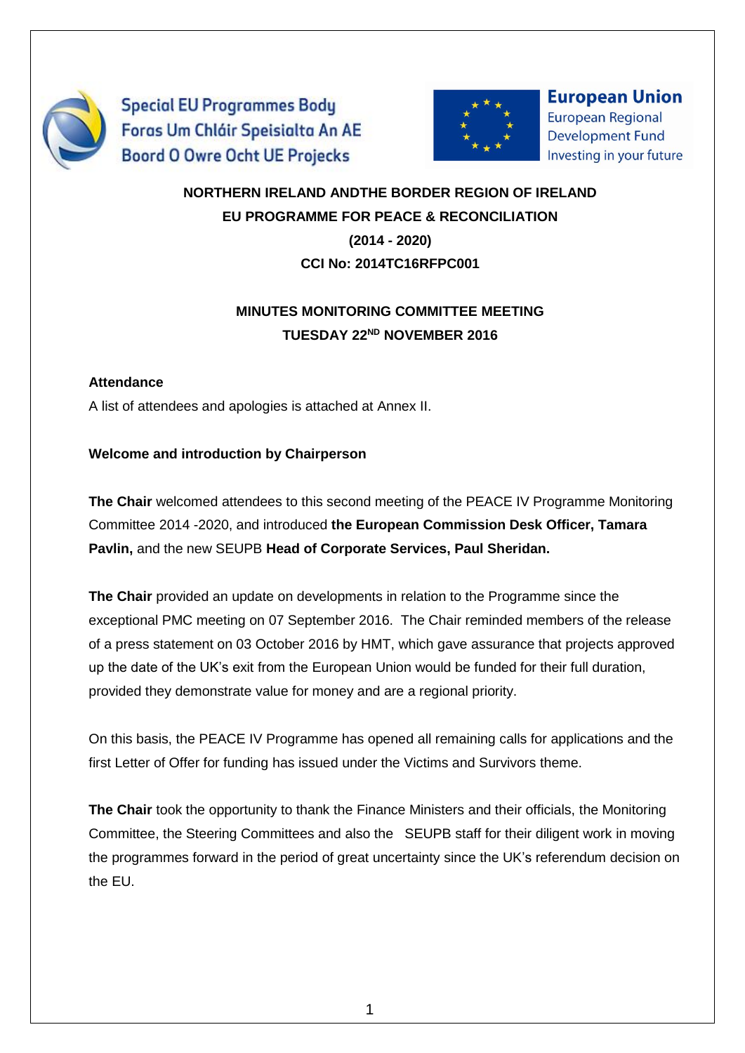Special EU Programmes Body
Foras Um Chláir Speisialta An AE
Boord O Owre Ocht UE Projecks

**European Union**
European Regional Development Fund
Investing in your future

**NORTHERN IRELAND ANDTHE BORDER REGION OF IRELAND**
**EU PROGRAMME FOR PEACE & RECONCILIATION**
**(2014 - 2020)**
**CCI No: 2014TC16RFPC001**

**MINUTES MONITORING COMMITTEE MEETING**
**TUESDAY 22ND NOVEMBER 2016**

**Attendance**

A list of attendees and apologies is attached at Annex II.

**Welcome and introduction by Chairperson**

**The Chair** welcomed attendees to this second meeting of the PEACE IV Programme Monitoring Committee 2014 -2020, and introduced **the European Commission Desk Officer, Tamara Pavlin,** and the new SEUPB **Head of Corporate Services, Paul Sheridan.**

**The Chair** provided an update on developments in relation to the Programme since the exceptional PMC meeting on 07 September 2016. The Chair reminded members of the release of a press statement on 03 October 2016 by HMT, which gave assurance that projects approved up the date of the UK's exit from the European Union would be funded for their full duration, provided they demonstrate value for money and are a regional priority.

On this basis, the PEACE IV Programme has opened all remaining calls for applications and the first Letter of Offer for funding has issued under the Victims and Survivors theme.

**The Chair** took the opportunity to thank the Finance Ministers and their officials, the Monitoring Committee, the Steering Committees and also the SEUPB staff for their diligent work in moving the programmes forward in the period of great uncertainty since the UK's referendum decision on the EU.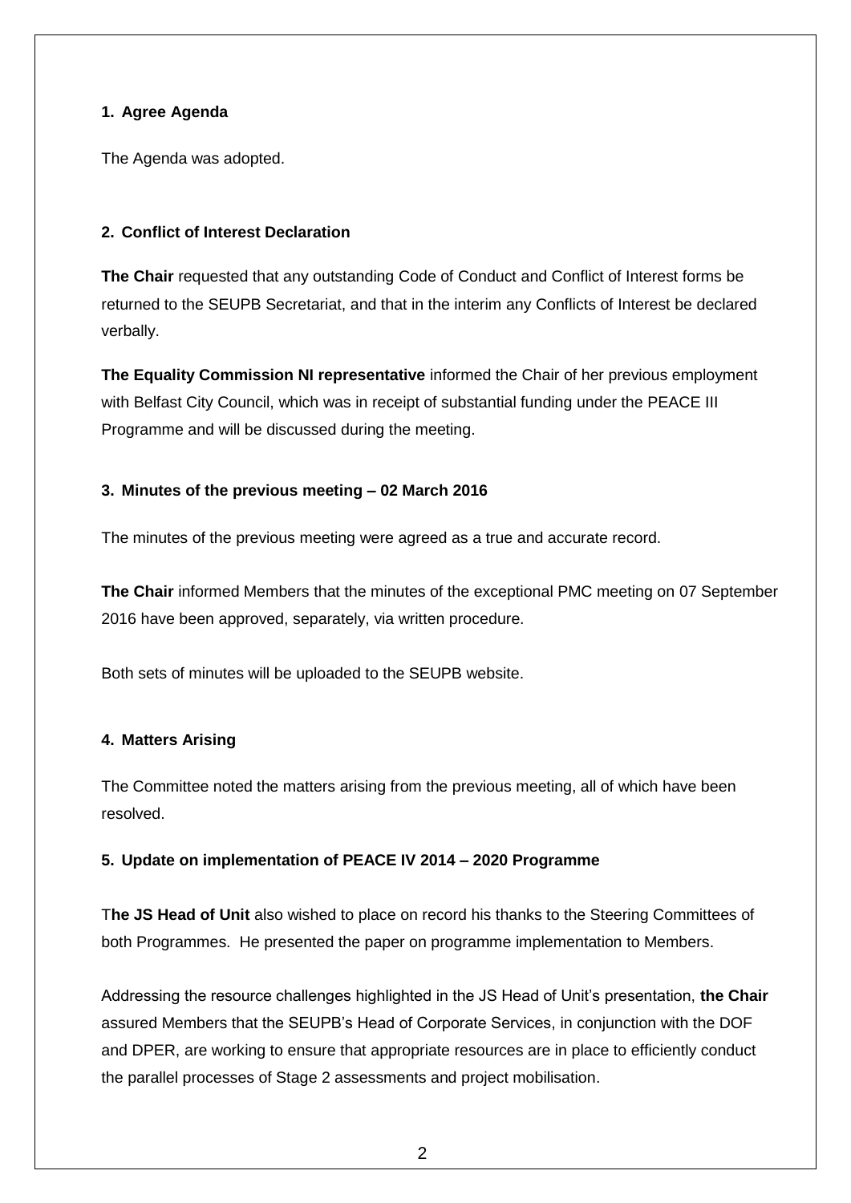## 1. Agree Agenda

The Agenda was adopted.

## 2. Conflict of Interest Declaration

**The Chair** requested that any outstanding Code of Conduct and Conflict of Interest forms be returned to the SEUPB Secretariat, and that in the interim any Conflicts of Interest be declared verbally.

**The Equality Commission NI representative** informed the Chair of her previous employment with Belfast City Council, which was in receipt of substantial funding under the PEACE III Programme and will be discussed during the meeting.

## 3. Minutes of the previous meeting – 02 March 2016

The minutes of the previous meeting were agreed as a true and accurate record.

**The Chair** informed Members that the minutes of the exceptional PMC meeting on 07 September 2016 have been approved, separately, via written procedure.

Both sets of minutes will be uploaded to the SEUPB website.

## 4. Matters Arising

The Committee noted the matters arising from the previous meeting, all of which have been resolved.

## 5. Update on implementation of PEACE IV 2014 – 2020 Programme

T**he JS Head of Unit** also wished to place on record his thanks to the Steering Committees of both Programmes. He presented the paper on programme implementation to Members.

Addressing the resource challenges highlighted in the JS Head of Unit's presentation, **the Chair** assured Members that the SEUPB's Head of Corporate Services, in conjunction with the DOF and DPER, are working to ensure that appropriate resources are in place to efficiently conduct the parallel processes of Stage 2 assessments and project mobilisation.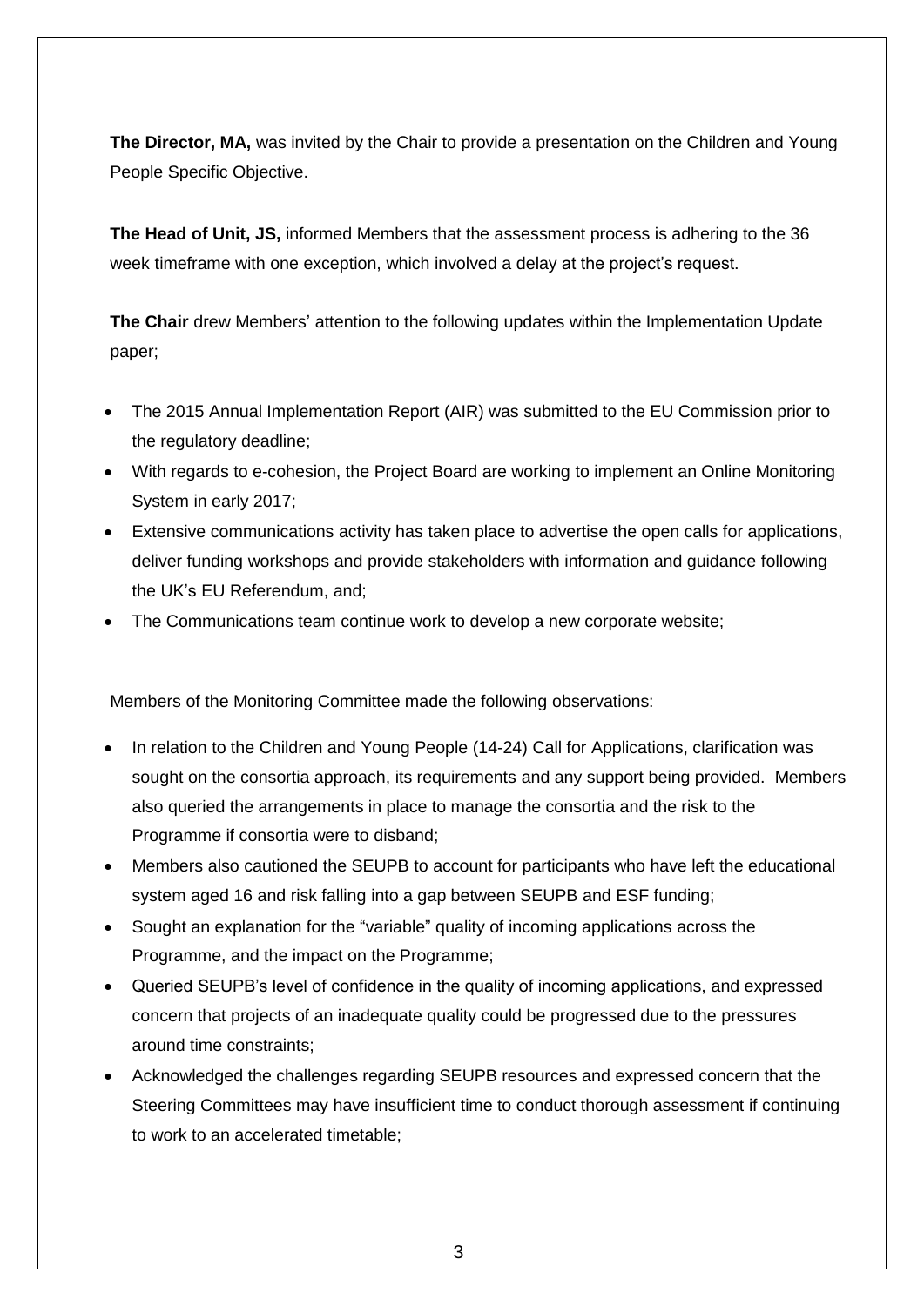**The Director, MA,** was invited by the Chair to provide a presentation on the Children and Young People Specific Objective.

**The Head of Unit, JS,** informed Members that the assessment process is adhering to the 36 week timeframe with one exception, which involved a delay at the project's request.

**The Chair** drew Members' attention to the following updates within the Implementation Update paper;

- The 2015 Annual Implementation Report (AIR) was submitted to the EU Commission prior to the regulatory deadline;
- With regards to e-cohesion, the Project Board are working to implement an Online Monitoring System in early 2017;
- Extensive communications activity has taken place to advertise the open calls for applications, deliver funding workshops and provide stakeholders with information and guidance following the UK's EU Referendum, and;
- The Communications team continue work to develop a new corporate website;

Members of the Monitoring Committee made the following observations:

- In relation to the Children and Young People (14-24) Call for Applications, clarification was sought on the consortia approach, its requirements and any support being provided. Members also queried the arrangements in place to manage the consortia and the risk to the Programme if consortia were to disband;
- Members also cautioned the SEUPB to account for participants who have left the educational system aged 16 and risk falling into a gap between SEUPB and ESF funding;
- Sought an explanation for the "variable" quality of incoming applications across the Programme, and the impact on the Programme;
- Queried SEUPB's level of confidence in the quality of incoming applications, and expressed concern that projects of an inadequate quality could be progressed due to the pressures around time constraints;
- Acknowledged the challenges regarding SEUPB resources and expressed concern that the Steering Committees may have insufficient time to conduct thorough assessment if continuing to work to an accelerated timetable;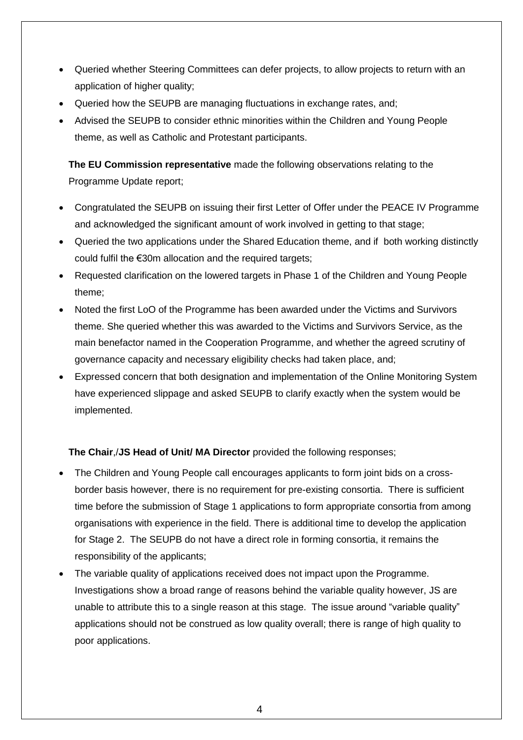- Queried whether Steering Committees can defer projects, to allow projects to return with an application of higher quality;
- Queried how the SEUPB are managing fluctuations in exchange rates, and;
- Advised the SEUPB to consider ethnic minorities within the Children and Young People theme, as well as Catholic and Protestant participants.

**The EU Commission representative** made the following observations relating to the Programme Update report;

- Congratulated the SEUPB on issuing their first Letter of Offer under the PEACE IV Programme and acknowledged the significant amount of work involved in getting to that stage;
- Queried the two applications under the Shared Education theme, and if both working distinctly could fulfil the €30m allocation and the required targets;
- Requested clarification on the lowered targets in Phase 1 of the Children and Young People theme;
- Noted the first LoO of the Programme has been awarded under the Victims and Survivors theme. She queried whether this was awarded to the Victims and Survivors Service, as the main benefactor named in the Cooperation Programme, and whether the agreed scrutiny of governance capacity and necessary eligibility checks had taken place, and;
- Expressed concern that both designation and implementation of the Online Monitoring System have experienced slippage and asked SEUPB to clarify exactly when the system would be implemented.

**The Chair**,/**JS Head of Unit/ MA Director** provided the following responses;

- The Children and Young People call encourages applicants to form joint bids on a cross-border basis however, there is no requirement for pre-existing consortia. There is sufficient time before the submission of Stage 1 applications to form appropriate consortia from among organisations with experience in the field. There is additional time to develop the application for Stage 2. The SEUPB do not have a direct role in forming consortia, it remains the responsibility of the applicants;
- The variable quality of applications received does not impact upon the Programme. Investigations show a broad range of reasons behind the variable quality however, JS are unable to attribute this to a single reason at this stage. The issue around "variable quality" applications should not be construed as low quality overall; there is range of high quality to poor applications.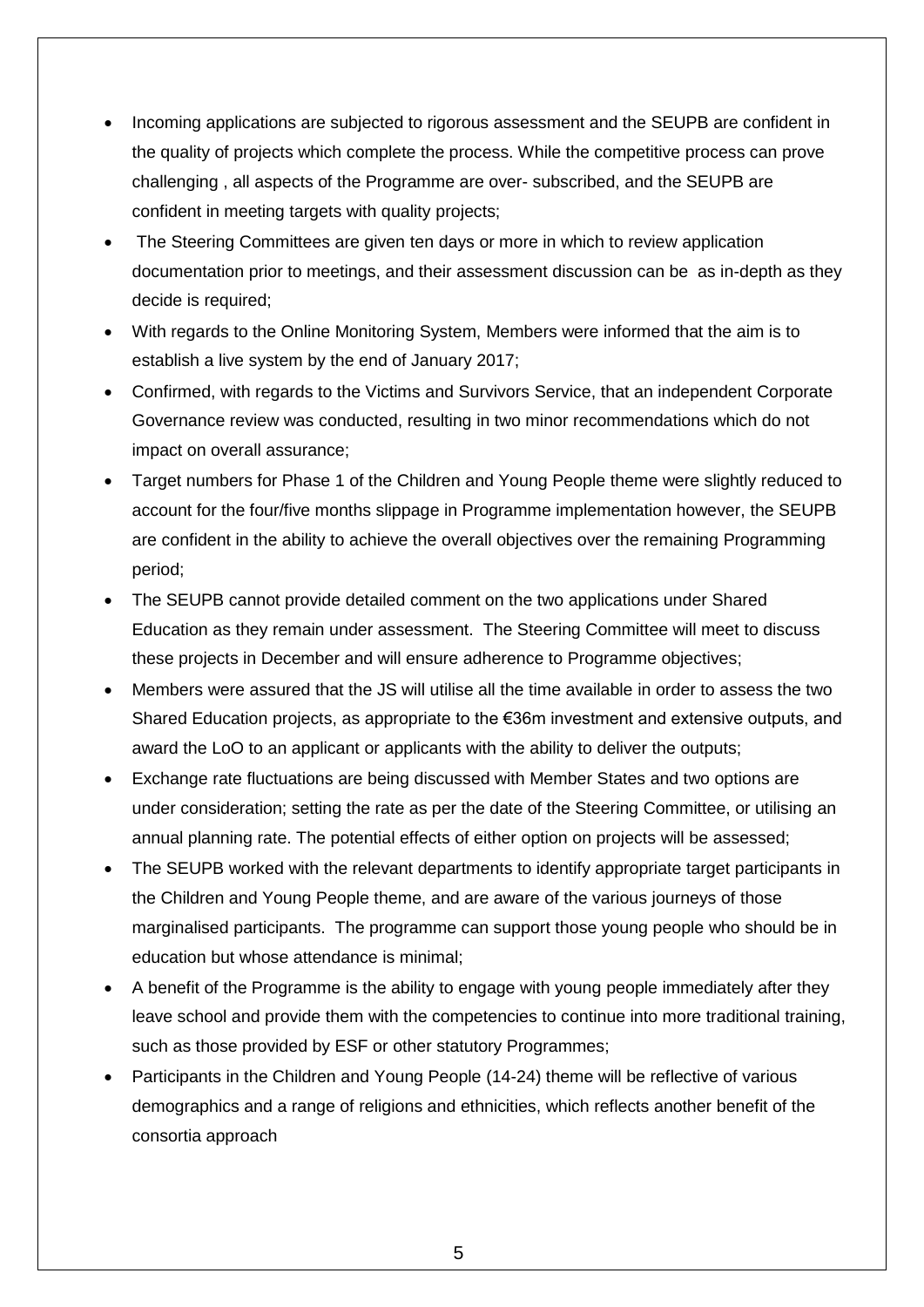- Incoming applications are subjected to rigorous assessment and the SEUPB are confident in the quality of projects which complete the process. While the competitive process can prove challenging , all aspects of the Programme are over- subscribed, and the SEUPB are confident in meeting targets with quality projects;
- The Steering Committees are given ten days or more in which to review application documentation prior to meetings, and their assessment discussion can be as in-depth as they decide is required;
- With regards to the Online Monitoring System, Members were informed that the aim is to establish a live system by the end of January 2017;
- Confirmed, with regards to the Victims and Survivors Service, that an independent Corporate Governance review was conducted, resulting in two minor recommendations which do not impact on overall assurance;
- Target numbers for Phase 1 of the Children and Young People theme were slightly reduced to account for the four/five months slippage in Programme implementation however, the SEUPB are confident in the ability to achieve the overall objectives over the remaining Programming period;
- The SEUPB cannot provide detailed comment on the two applications under Shared Education as they remain under assessment. The Steering Committee will meet to discuss these projects in December and will ensure adherence to Programme objectives;
- Members were assured that the JS will utilise all the time available in order to assess the two Shared Education projects, as appropriate to the €36m investment and extensive outputs, and award the LoO to an applicant or applicants with the ability to deliver the outputs;
- Exchange rate fluctuations are being discussed with Member States and two options are under consideration; setting the rate as per the date of the Steering Committee, or utilising an annual planning rate. The potential effects of either option on projects will be assessed;
- The SEUPB worked with the relevant departments to identify appropriate target participants in the Children and Young People theme, and are aware of the various journeys of those marginalised participants. The programme can support those young people who should be in education but whose attendance is minimal;
- A benefit of the Programme is the ability to engage with young people immediately after they leave school and provide them with the competencies to continue into more traditional training, such as those provided by ESF or other statutory Programmes;
- Participants in the Children and Young People (14-24) theme will be reflective of various demographics and a range of religions and ethnicities, which reflects another benefit of the consortia approach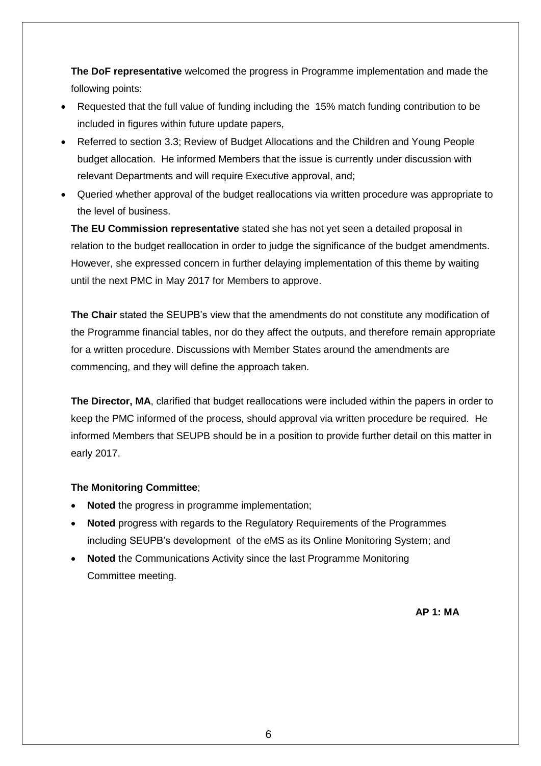**The DoF representative** welcomed the progress in Programme implementation and made the following points:

- Requested that the full value of funding including the 15% match funding contribution to be included in figures within future update papers,
- Referred to section 3.3; Review of Budget Allocations and the Children and Young People budget allocation. He informed Members that the issue is currently under discussion with relevant Departments and will require Executive approval, and;
- Queried whether approval of the budget reallocations via written procedure was appropriate to the level of business.

**The EU Commission representative** stated she has not yet seen a detailed proposal in relation to the budget reallocation in order to judge the significance of the budget amendments. However, she expressed concern in further delaying implementation of this theme by waiting until the next PMC in May 2017 for Members to approve.

**The Chair** stated the SEUPB's view that the amendments do not constitute any modification of the Programme financial tables, nor do they affect the outputs, and therefore remain appropriate for a written procedure. Discussions with Member States around the amendments are commencing, and they will define the approach taken.

**The Director, MA**, clarified that budget reallocations were included within the papers in order to keep the PMC informed of the process, should approval via written procedure be required. He informed Members that SEUPB should be in a position to provide further detail on this matter in early 2017.

**The Monitoring Committee**;

- **Noted** the progress in programme implementation;
- **Noted** progress with regards to the Regulatory Requirements of the Programmes including SEUPB's development of the eMS as its Online Monitoring System; and
- **Noted** the Communications Activity since the last Programme Monitoring Committee meeting.

**AP 1: MA**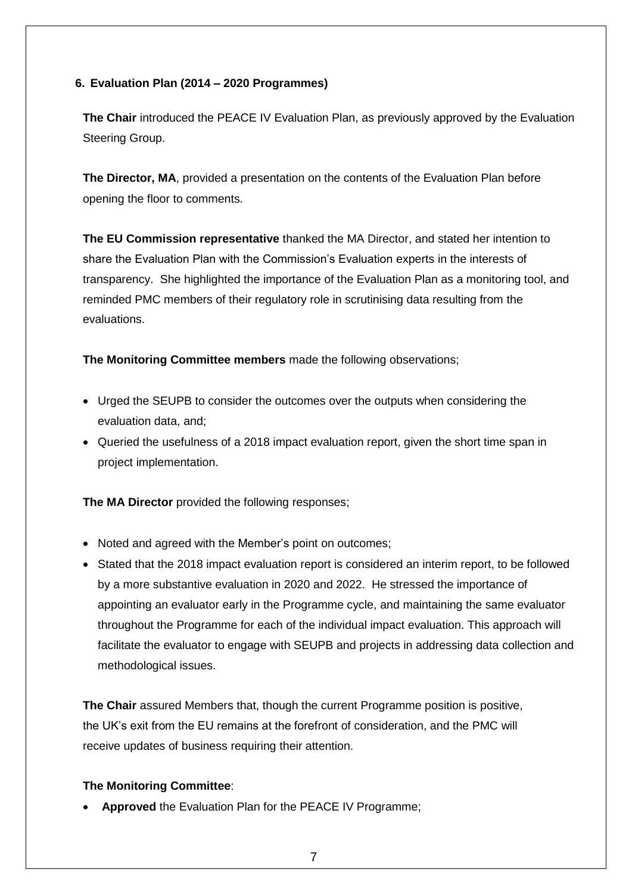## 6. Evaluation Plan (2014 – 2020 Programmes)

**The Chair** introduced the PEACE IV Evaluation Plan, as previously approved by the Evaluation Steering Group.

**The Director, MA**, provided a presentation on the contents of the Evaluation Plan before opening the floor to comments.

**The EU Commission representative** thanked the MA Director, and stated her intention to share the Evaluation Plan with the Commission's Evaluation experts in the interests of transparency. She highlighted the importance of the Evaluation Plan as a monitoring tool, and reminded PMC members of their regulatory role in scrutinising data resulting from the evaluations.

**The Monitoring Committee members** made the following observations;

- Urged the SEUPB to consider the outcomes over the outputs when considering the evaluation data, and;
- Queried the usefulness of a 2018 impact evaluation report, given the short time span in project implementation.

**The MA Director** provided the following responses;

- Noted and agreed with the Member's point on outcomes;
- Stated that the 2018 impact evaluation report is considered an interim report, to be followed by a more substantive evaluation in 2020 and 2022. He stressed the importance of appointing an evaluator early in the Programme cycle, and maintaining the same evaluator throughout the Programme for each of the individual impact evaluation. This approach will facilitate the evaluator to engage with SEUPB and projects in addressing data collection and methodological issues.

**The Chair** assured Members that, though the current Programme position is positive, the UK's exit from the EU remains at the forefront of consideration, and the PMC will receive updates of business requiring their attention.

**The Monitoring Committee**:

- **Approved** the Evaluation Plan for the PEACE IV Programme;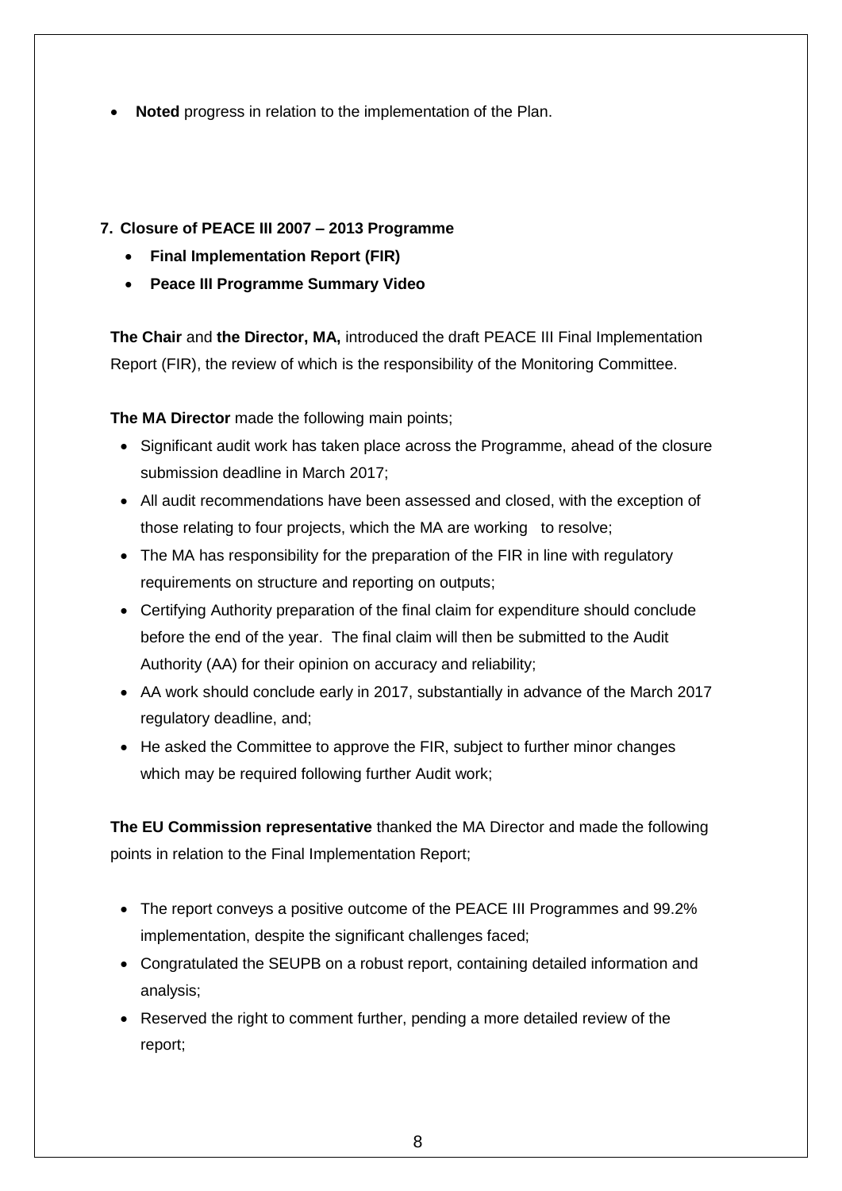- **Noted** progress in relation to the implementation of the Plan.

**7. Closure of PEACE III 2007 – 2013 Programme**

- **Final Implementation Report (FIR)**
- **Peace III Programme Summary Video**

**The Chair** and **the Director, MA,** introduced the draft PEACE III Final Implementation Report (FIR), the review of which is the responsibility of the Monitoring Committee.

**The MA Director** made the following main points;

- Significant audit work has taken place across the Programme, ahead of the closure submission deadline in March 2017;
- All audit recommendations have been assessed and closed, with the exception of those relating to four projects, which the MA are working to resolve;
- The MA has responsibility for the preparation of the FIR in line with regulatory requirements on structure and reporting on outputs;
- Certifying Authority preparation of the final claim for expenditure should conclude before the end of the year. The final claim will then be submitted to the Audit Authority (AA) for their opinion on accuracy and reliability;
- AA work should conclude early in 2017, substantially in advance of the March 2017 regulatory deadline, and;
- He asked the Committee to approve the FIR, subject to further minor changes which may be required following further Audit work;

**The EU Commission representative** thanked the MA Director and made the following points in relation to the Final Implementation Report;

- The report conveys a positive outcome of the PEACE III Programmes and 99.2% implementation, despite the significant challenges faced;
- Congratulated the SEUPB on a robust report, containing detailed information and analysis;
- Reserved the right to comment further, pending a more detailed review of the report;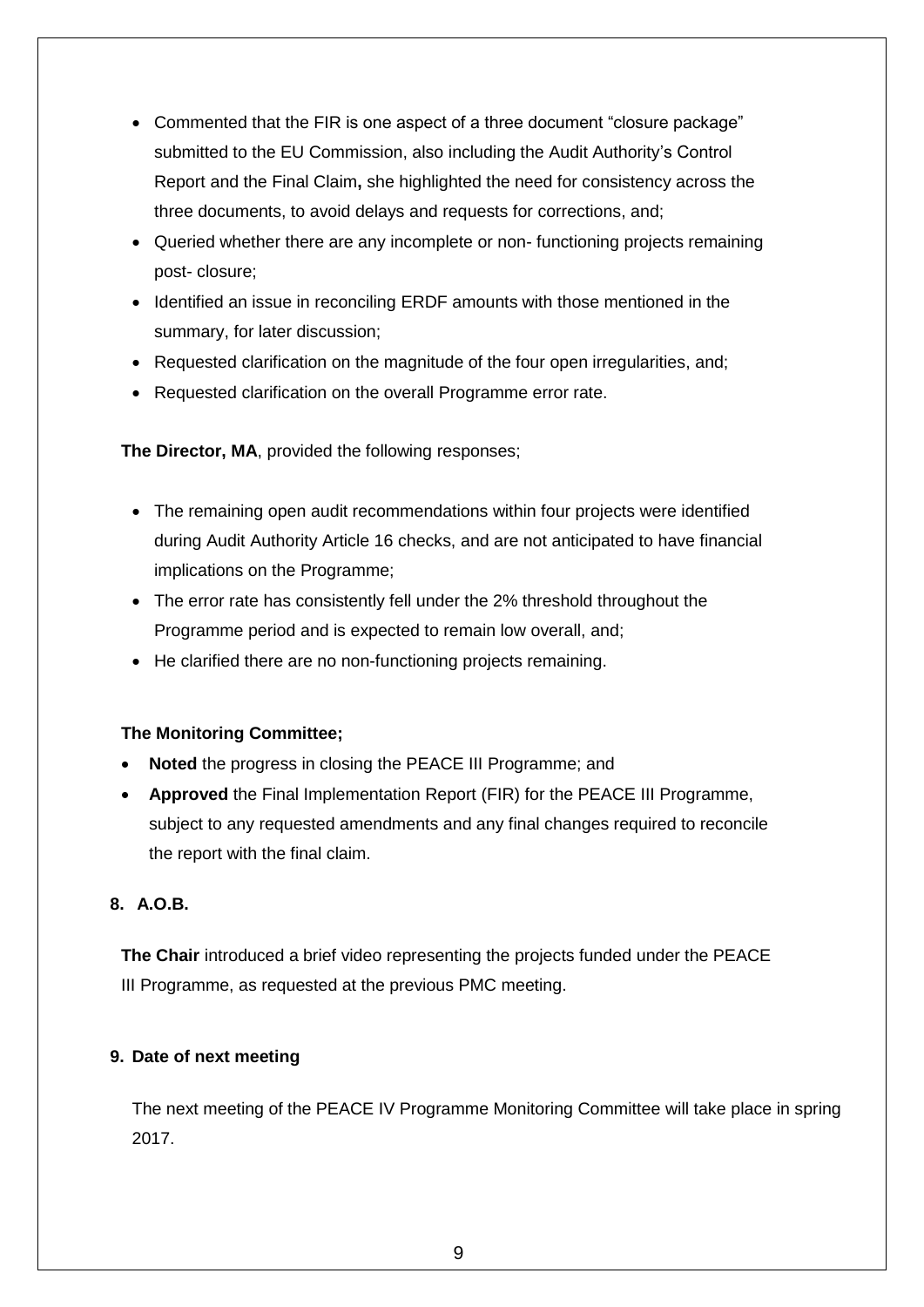- Commented that the FIR is one aspect of a three document "closure package" submitted to the EU Commission, also including the Audit Authority's Control Report and the Final Claim**,** she highlighted the need for consistency across the three documents, to avoid delays and requests for corrections, and;
- Queried whether there are any incomplete or non- functioning projects remaining post- closure;
- Identified an issue in reconciling ERDF amounts with those mentioned in the summary, for later discussion;
- Requested clarification on the magnitude of the four open irregularities, and;
- Requested clarification on the overall Programme error rate.

**The Director, MA**, provided the following responses;

- The remaining open audit recommendations within four projects were identified during Audit Authority Article 16 checks, and are not anticipated to have financial implications on the Programme;
- The error rate has consistently fell under the 2% threshold throughout the Programme period and is expected to remain low overall, and;
- He clarified there are no non-functioning projects remaining.

**The Monitoring Committee;**

- **Noted** the progress in closing the PEACE III Programme; and
- **Approved** the Final Implementation Report (FIR) for the PEACE III Programme, subject to any requested amendments and any final changes required to reconcile the report with the final claim.

## 8. A.O.B.

**The Chair** introduced a brief video representing the projects funded under the PEACE III Programme, as requested at the previous PMC meeting.

## 9. Date of next meeting

The next meeting of the PEACE IV Programme Monitoring Committee will take place in spring 2017.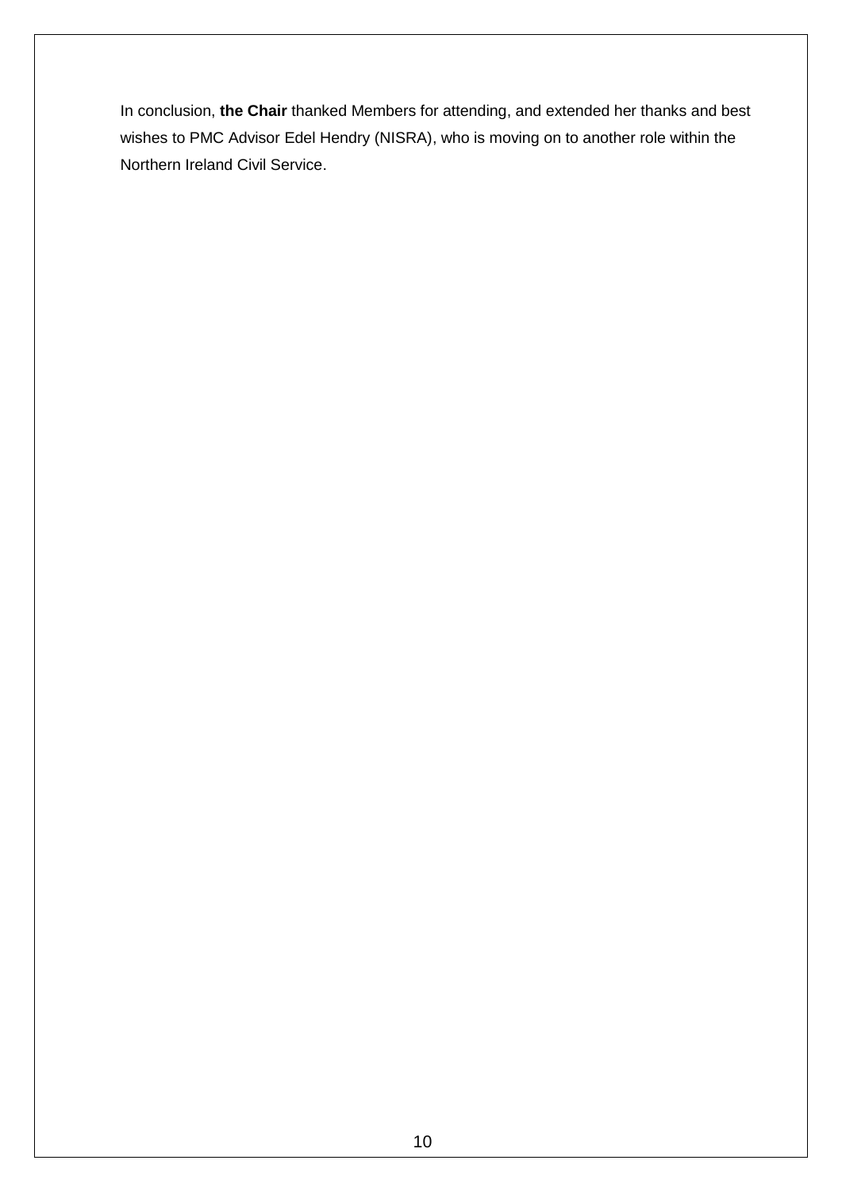In conclusion, **the Chair** thanked Members for attending, and extended her thanks and best wishes to PMC Advisor Edel Hendry (NISRA), who is moving on to another role within the Northern Ireland Civil Service.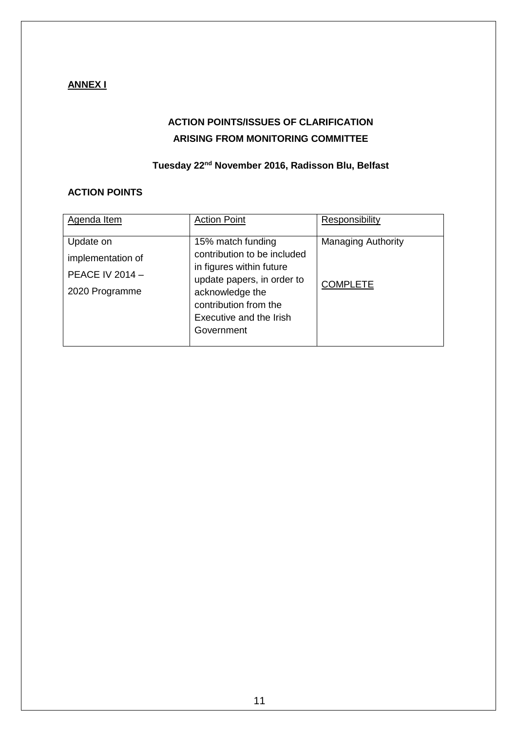**ANNEX I**

**ACTION POINTS/ISSUES OF CLARIFICATION**
**ARISING FROM MONITORING COMMITTEE**

**Tuesday 22nd November 2016, Radisson Blu, Belfast**

**ACTION POINTS**

| Agenda Item | Action Point | Responsibility |
|---|---|---|
| Update on implementation of PEACE IV 2014 – 2020 Programme | 15% match funding contribution to be included in figures within future update papers, in order to acknowledge the contribution from the Executive and the Irish Government | Managing Authority<br><br>COMPLETE |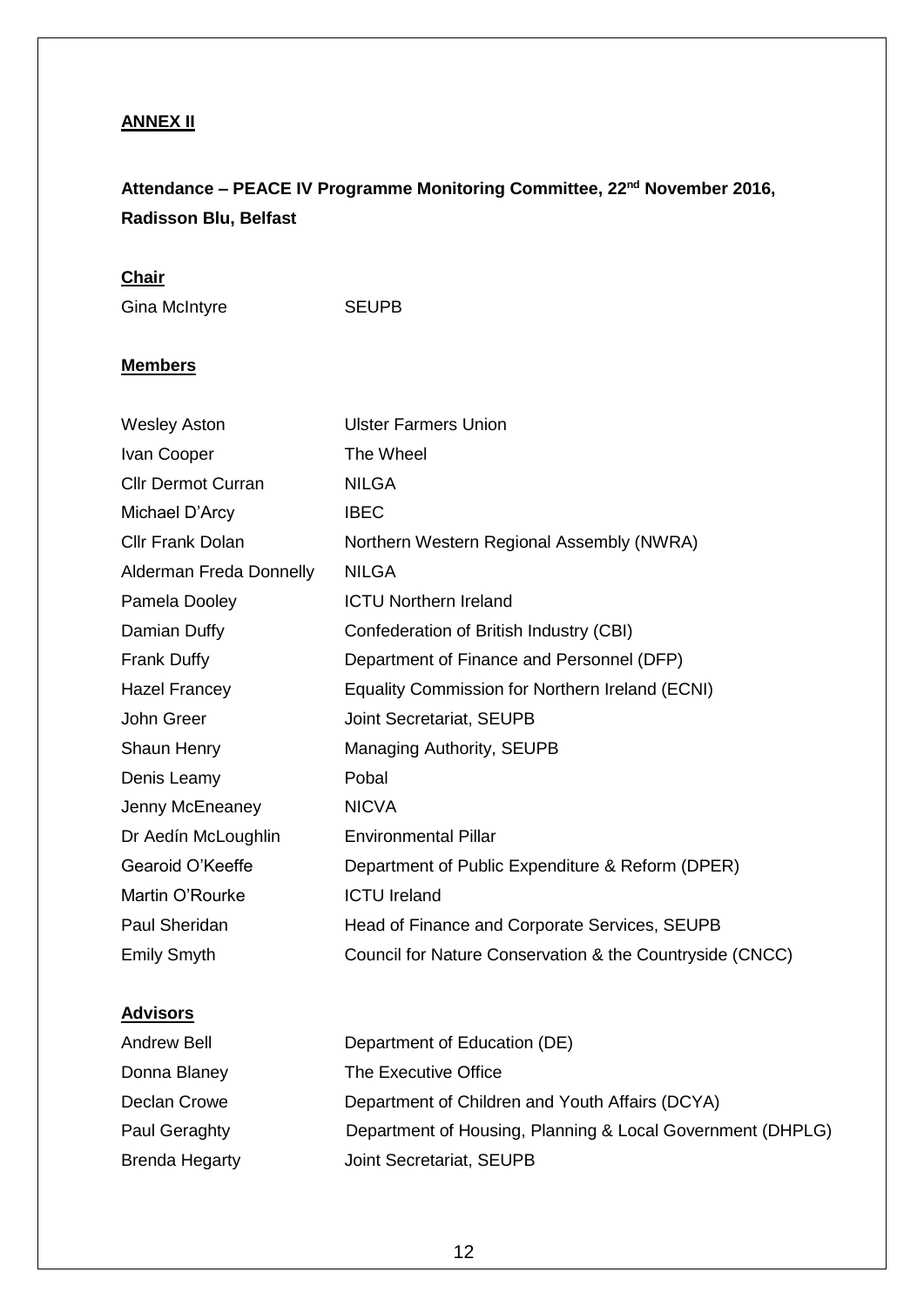**ANNEX II**

**Attendance – PEACE IV Programme Monitoring Committee, 22nd November 2016, Radisson Blu, Belfast**

**Chair**

| | |
|---|---|
| Gina McIntyre | SEUPB |

**Members**

| | |
|---|---|
| Wesley Aston | Ulster Farmers Union |
| Ivan Cooper | The Wheel |
| Cllr Dermot Curran | NILGA |
| Michael D'Arcy | IBEC |
| Cllr Frank Dolan | Northern Western Regional Assembly (NWRA) |
| Alderman Freda Donnelly | NILGA |
| Pamela Dooley | ICTU Northern Ireland |
| Damian Duffy | Confederation of British Industry (CBI) |
| Frank Duffy | Department of Finance and Personnel (DFP) |
| Hazel Francey | Equality Commission for Northern Ireland (ECNI) |
| John Greer | Joint Secretariat, SEUPB |
| Shaun Henry | Managing Authority, SEUPB |
| Denis Leamy | Pobal |
| Jenny McEneaney | NICVA |
| Dr Aedín McLoughlin | Environmental Pillar |
| Gearoid O'Keeffe | Department of Public Expenditure & Reform (DPER) |
| Martin O'Rourke | ICTU Ireland |
| Paul Sheridan | Head of Finance and Corporate Services, SEUPB |
| Emily Smyth | Council for Nature Conservation & the Countryside (CNCC) |

**Advisors**

| | |
|---|---|
| Andrew Bell | Department of Education (DE) |
| Donna Blaney | The Executive Office |
| Declan Crowe | Department of Children and Youth Affairs (DCYA) |
| Paul Geraghty | Department of Housing, Planning & Local Government (DHPLG) |
| Brenda Hegarty | Joint Secretariat, SEUPB |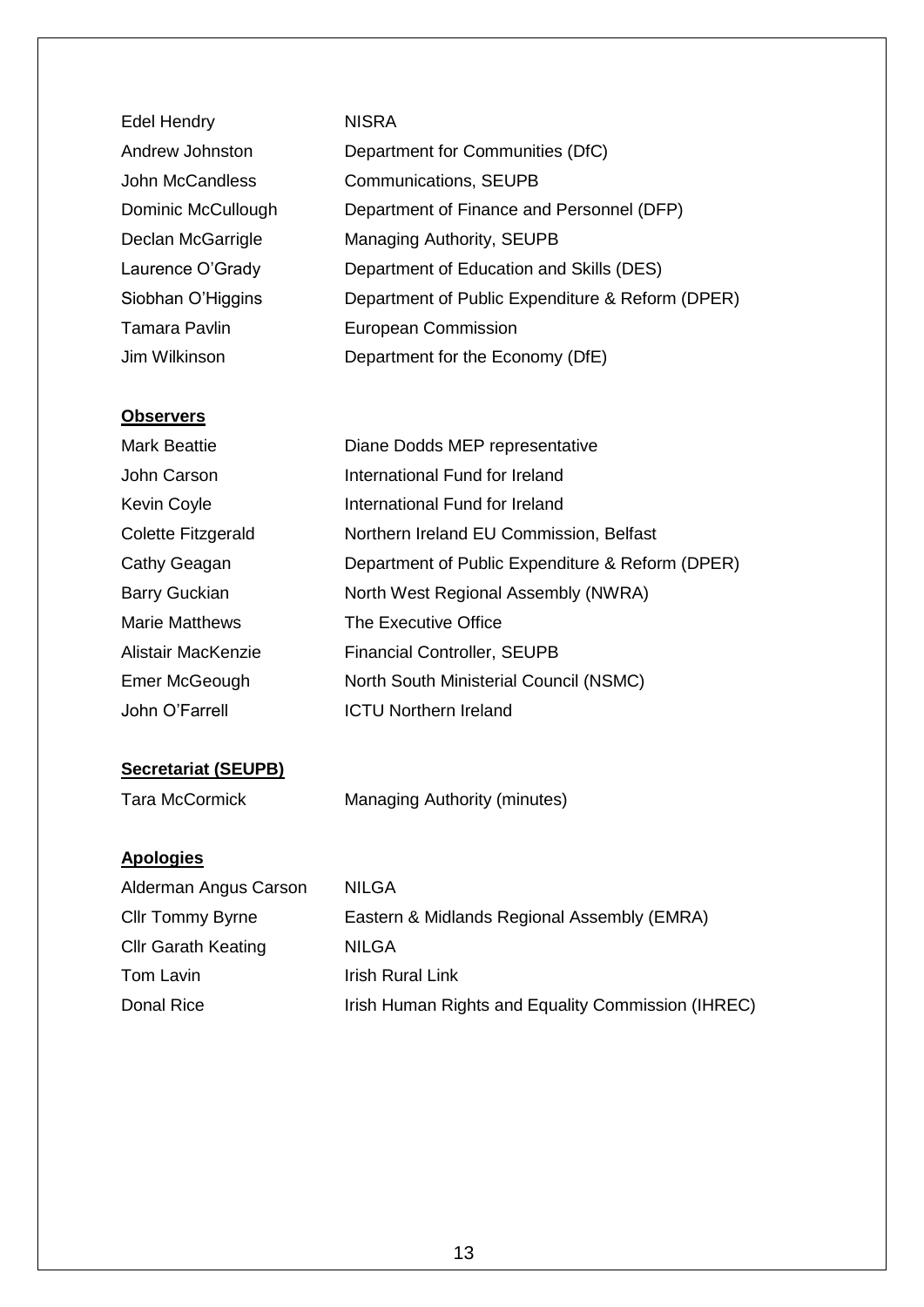| | |
|---|---|
| Edel Hendry | NISRA |
| Andrew Johnston | Department for Communities (DfC) |
| John McCandless | Communications, SEUPB |
| Dominic McCullough | Department of Finance and Personnel (DFP) |
| Declan McGarrigle | Managing Authority, SEUPB |
| Laurence O'Grady | Department of Education and Skills (DES) |
| Siobhan O'Higgins | Department of Public Expenditure & Reform (DPER) |
| Tamara Pavlin | European Commission |
| Jim Wilkinson | Department for the Economy (DfE) |

**Observers**

| | |
|---|---|
| Mark Beattie | Diane Dodds MEP representative |
| John Carson | International Fund for Ireland |
| Kevin Coyle | International Fund for Ireland |
| Colette Fitzgerald | Northern Ireland EU Commission, Belfast |
| Cathy Geagan | Department of Public Expenditure & Reform (DPER) |
| Barry Guckian | North West Regional Assembly (NWRA) |
| Marie Matthews | The Executive Office |
| Alistair MacKenzie | Financial Controller, SEUPB |
| Emer McGeough | North South Ministerial Council (NSMC) |
| John O'Farrell | ICTU Northern Ireland |

**Secretariat (SEUPB)**

| | |
|---|---|
| Tara McCormick | Managing Authority (minutes) |

**Apologies**

| | |
|---|---|
| Alderman Angus Carson | NILGA |
| Cllr Tommy Byrne | Eastern & Midlands Regional Assembly (EMRA) |
| Cllr Garath Keating | NILGA |
| Tom Lavin | Irish Rural Link |
| Donal Rice | Irish Human Rights and Equality Commission (IHREC) |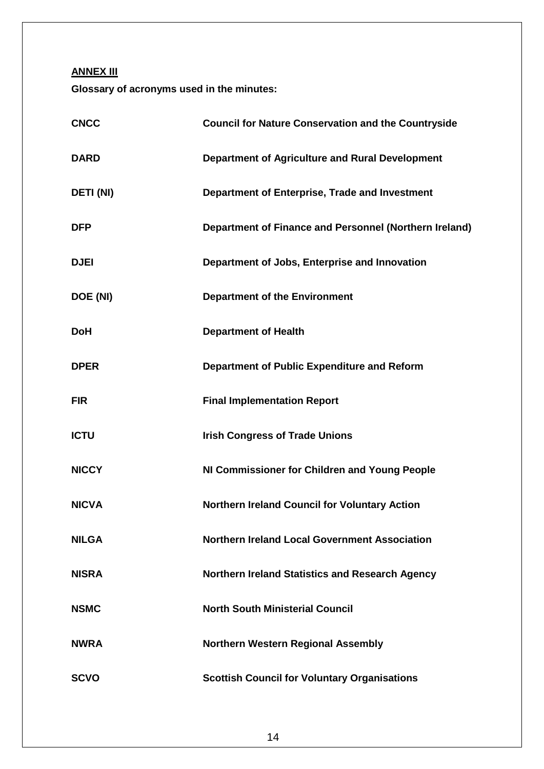**ANNEX III**

**Glossary of acronyms used in the minutes:**

| | |
|---|---|
| **CNCC** | **Council for Nature Conservation and the Countryside** |
| **DARD** | **Department of Agriculture and Rural Development** |
| **DETI (NI)** | **Department of Enterprise, Trade and Investment** |
| **DFP** | **Department of Finance and Personnel (Northern Ireland)** |
| **DJEI** | **Department of Jobs, Enterprise and Innovation** |
| **DOE (NI)** | **Department of the Environment** |
| **DoH** | **Department of Health** |
| **DPER** | **Department of Public Expenditure and Reform** |
| **FIR** | **Final Implementation Report** |
| **ICTU** | **Irish Congress of Trade Unions** |
| **NICCY** | **NI Commissioner for Children and Young People** |
| **NICVA** | **Northern Ireland Council for Voluntary Action** |
| **NILGA** | **Northern Ireland Local Government Association** |
| **NISRA** | **Northern Ireland Statistics and Research Agency** |
| **NSMC** | **North South Ministerial Council** |
| **NWRA** | **Northern Western Regional Assembly** |
| **SCVO** | **Scottish Council for Voluntary Organisations** |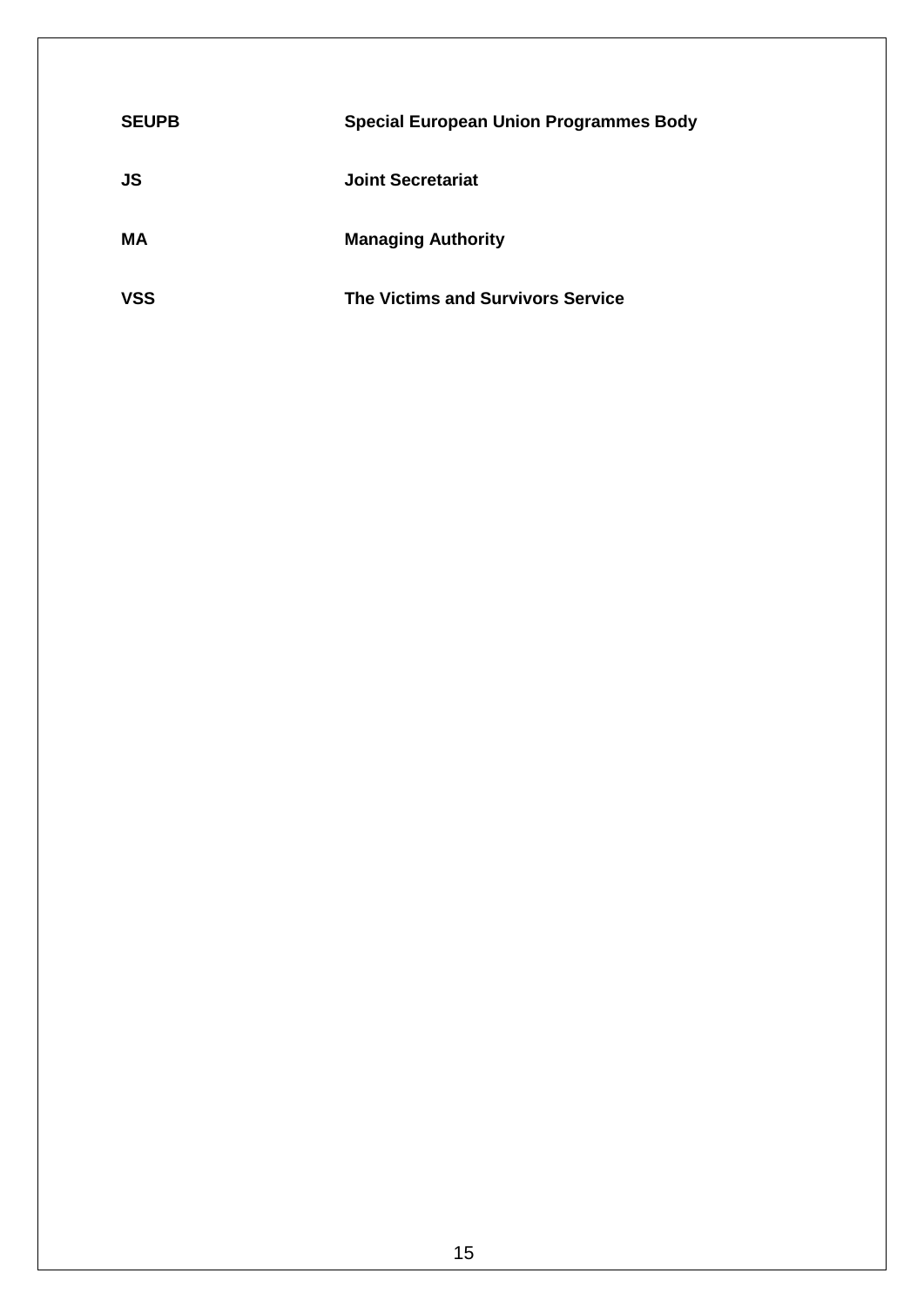| | |
|---|---|
| **SEUPB** | **Special European Union Programmes Body** |
| **JS** | **Joint Secretariat** |
| **MA** | **Managing Authority** |
| **VSS** | **The Victims and Survivors Service** |